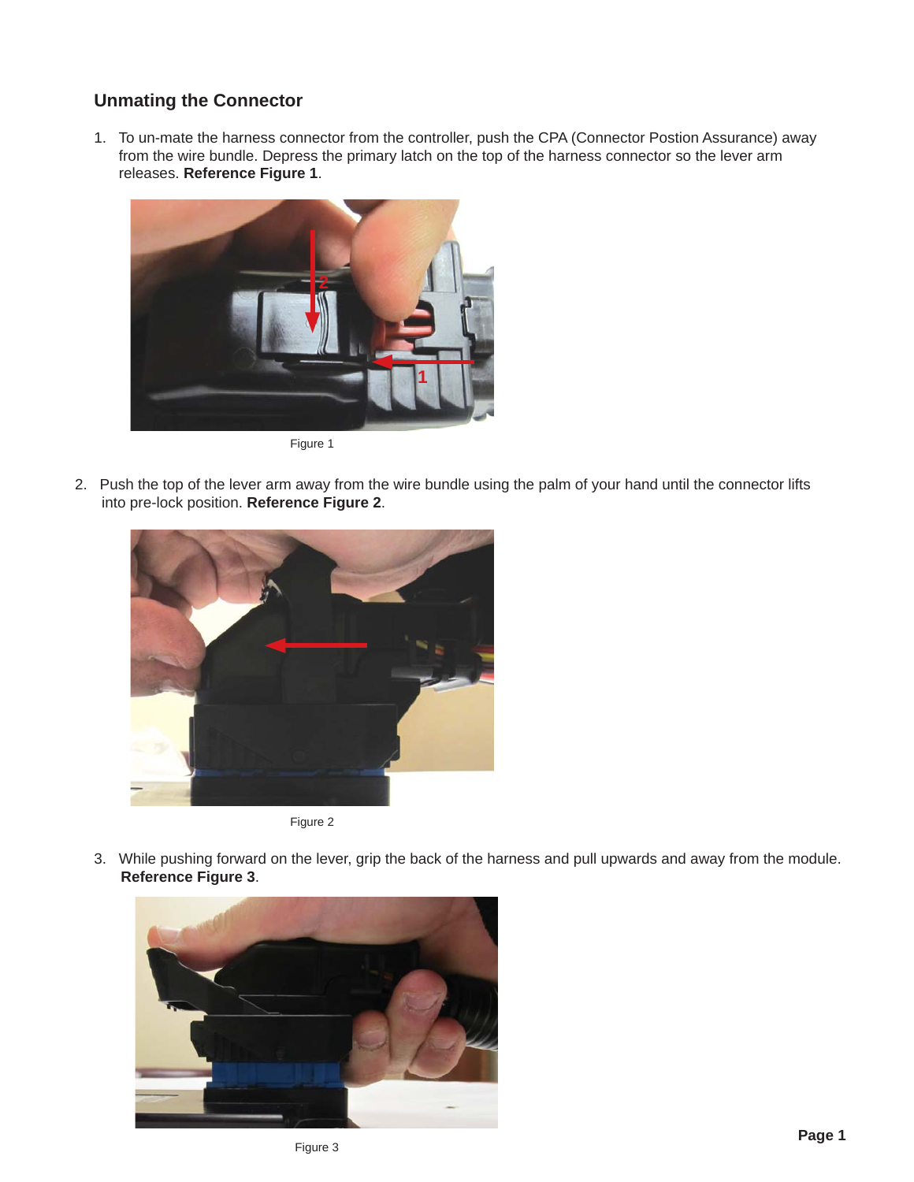## Unmating the Connector

1. To un-mate the harness connector from the controller, push the CPA (Connector Postion Assurance) away from the wire bundle. Depress the primary latch on the top of the harness connector so the lever arm releases. **Reference Figure 1**.

Figure 1

2. Push the top of the lever arm away from the wire bundle using the palm of your hand until the connector lifts into pre-lock position. **Reference Figure 2**.

Figure 2

3. While pushing forward on the lever, grip the back of the harness and pull upwards and away from the module. **Reference Figure 3**.

Figure 3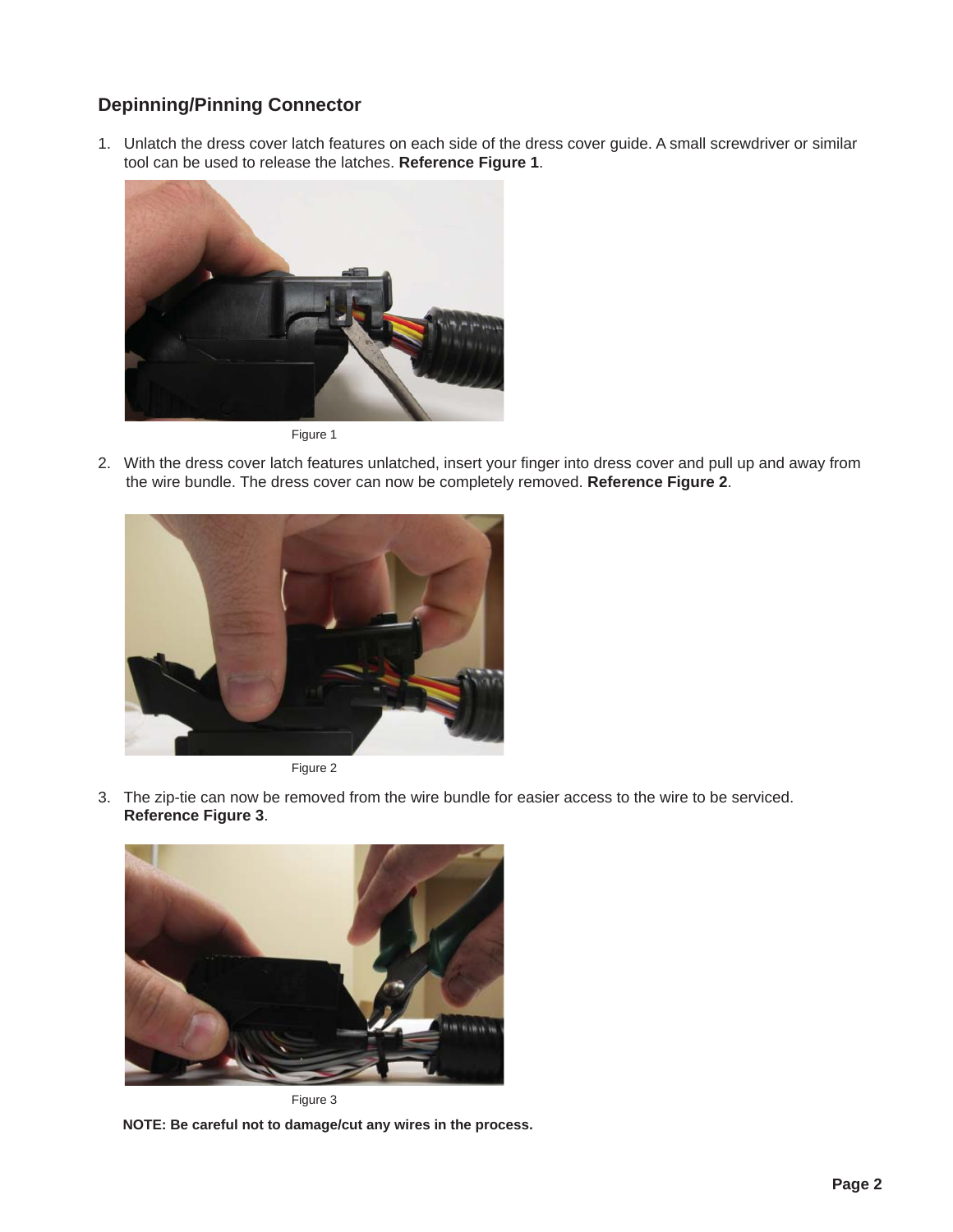## Depinning/Pinning Connector

1. Unlatch the dress cover latch features on each side of the dress cover guide. A small screwdriver or similar tool can be used to release the latches. **Reference Figure 1**.

Figure 1

2. With the dress cover latch features unlatched, insert your finger into dress cover and pull up and away from the wire bundle. The dress cover can now be completely removed. **Reference Figure 2**.

Figure 2

3. The zip-tie can now be removed from the wire bundle for easier access to the wire to be serviced. **Reference Figure 3**.

Figure 3

**NOTE: Be careful not to damage/cut any wires in the process.**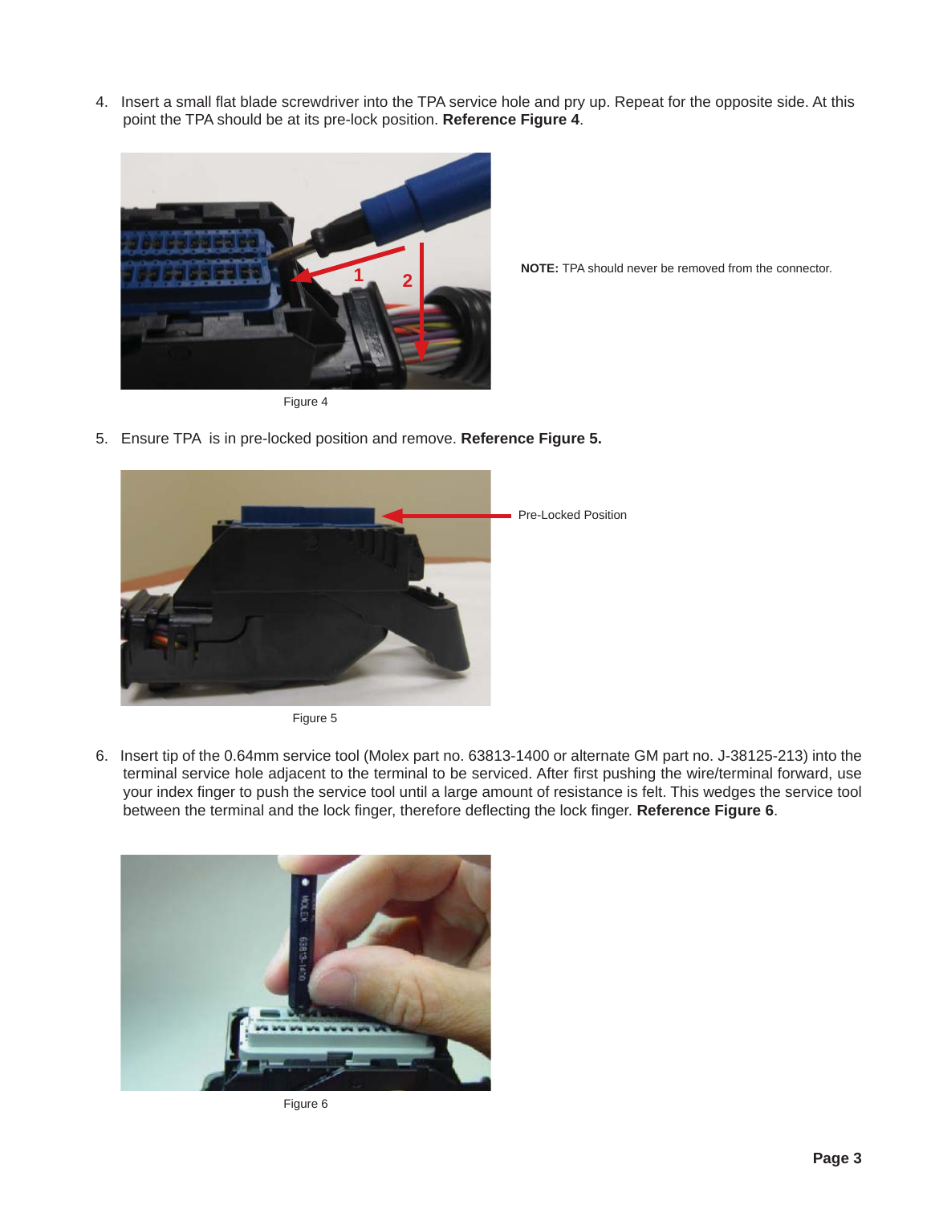4. Insert a small flat blade screwdriver into the TPA service hole and pry up. Repeat for the opposite side. At this point the TPA should be at its pre-lock position. **Reference Figure 4**.

Figure 4

**NOTE:** TPA should never be removed from the connector.

5. Ensure TPA is in pre-locked position and remove. **Reference Figure 5.**

Pre-Locked Position

Figure 5

6. Insert tip of the 0.64mm service tool (Molex part no. 63813-1400 or alternate GM part no. J-38125-213) into the terminal service hole adjacent to the terminal to be serviced. After first pushing the wire/terminal forward, use your index finger to push the service tool until a large amount of resistance is felt. This wedges the service tool between the terminal and the lock finger, therefore deflecting the lock finger. **Reference Figure 6**.

Figure 6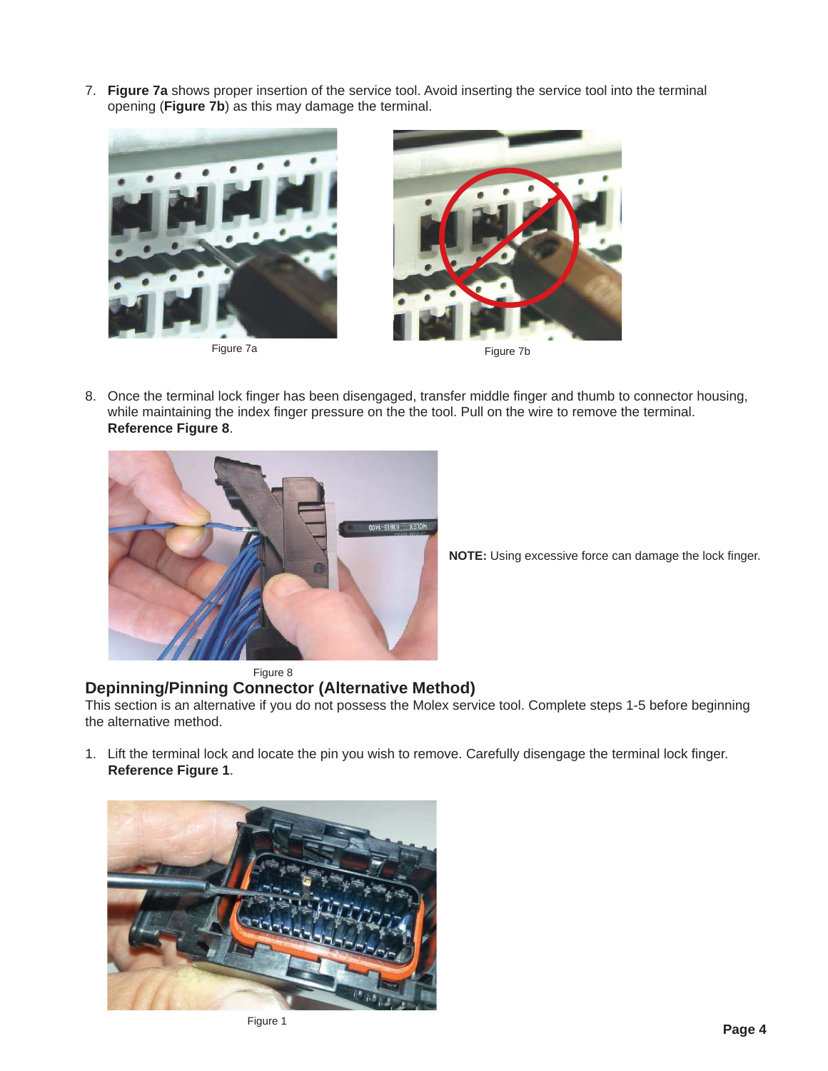7. **Figure 7a** shows proper insertion of the service tool. Avoid inserting the service tool into the terminal opening (**Figure 7b**) as this may damage the terminal.

Figure 7a

Figure 7b

8. Once the terminal lock finger has been disengaged, transfer middle finger and thumb to connector housing, while maintaining the index finger pressure on the the tool. Pull on the wire to remove the terminal. **Reference Figure 8**.

Figure 8

**NOTE:** Using excessive force can damage the lock finger.

## Depinning/Pinning Connector (Alternative Method)

This section is an alternative if you do not possess the Molex service tool. Complete steps 1-5 before beginning the alternative method.

1. Lift the terminal lock and locate the pin you wish to remove. Carefully disengage the terminal lock finger. **Reference Figure 1**.

Figure 1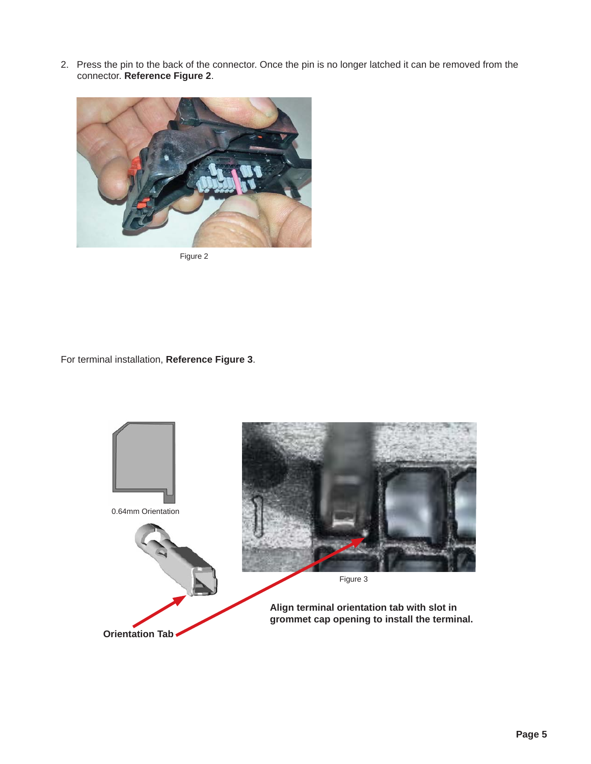2. Press the pin to the back of the connector. Once the pin is no longer latched it can be removed from the connector. **Reference Figure 2**.

Figure 2

For terminal installation, **Reference Figure 3**.

0.64mm Orientation

Figure 3

**Orientation Tab**

**Align terminal orientation tab with slot in grommet cap opening to install the terminal.**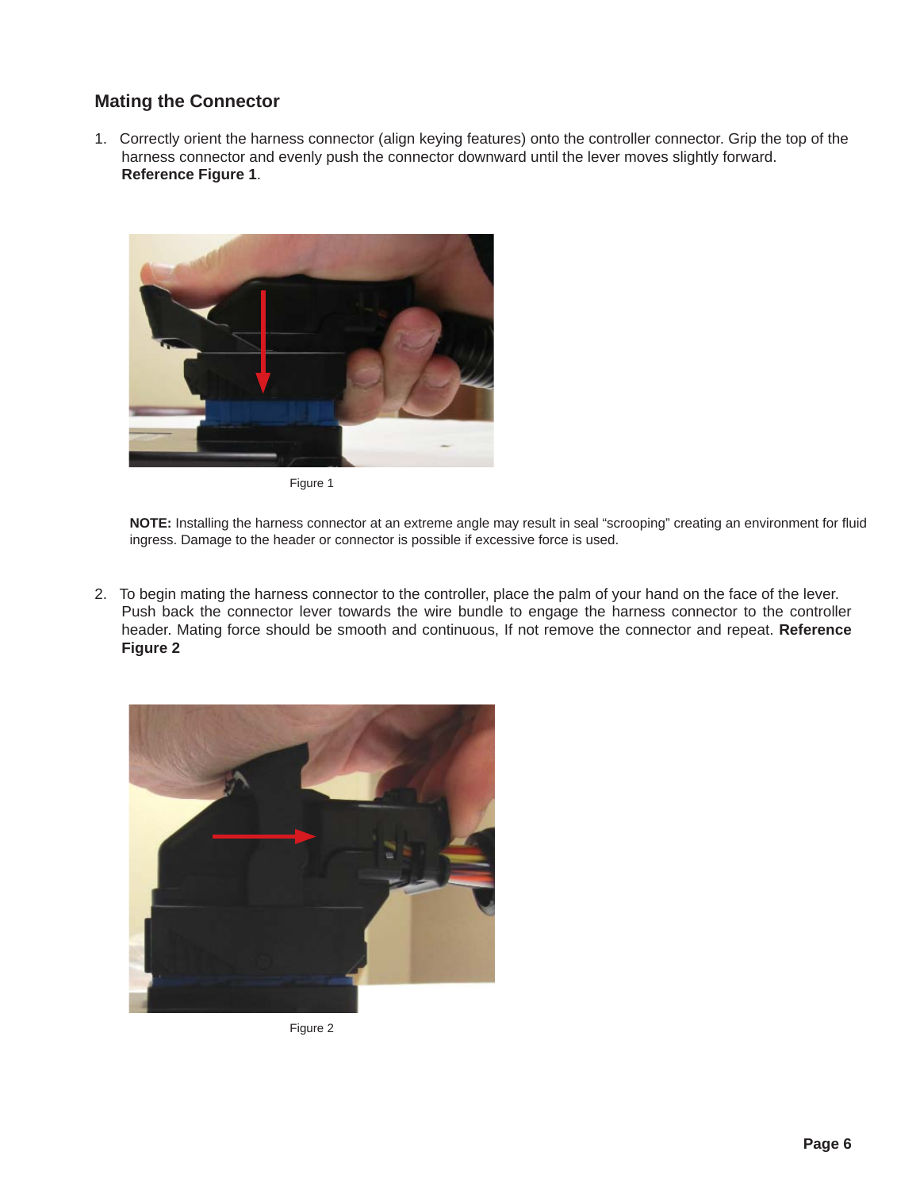## Mating the Connector

1. Correctly orient the harness connector (align keying features) onto the controller connector. Grip the top of the harness connector and evenly push the connector downward until the lever moves slightly forward. **Reference Figure 1**.

Figure 1

**NOTE:** Installing the harness connector at an extreme angle may result in seal “scrooping” creating an environment for fluid ingress. Damage to the header or connector is possible if excessive force is used.

2. To begin mating the harness connector to the controller, place the palm of your hand on the face of the lever. Push back the connector lever towards the wire bundle to engage the harness connector to the controller header. Mating force should be smooth and continuous, If not remove the connector and repeat. **Reference Figure 2**

Figure 2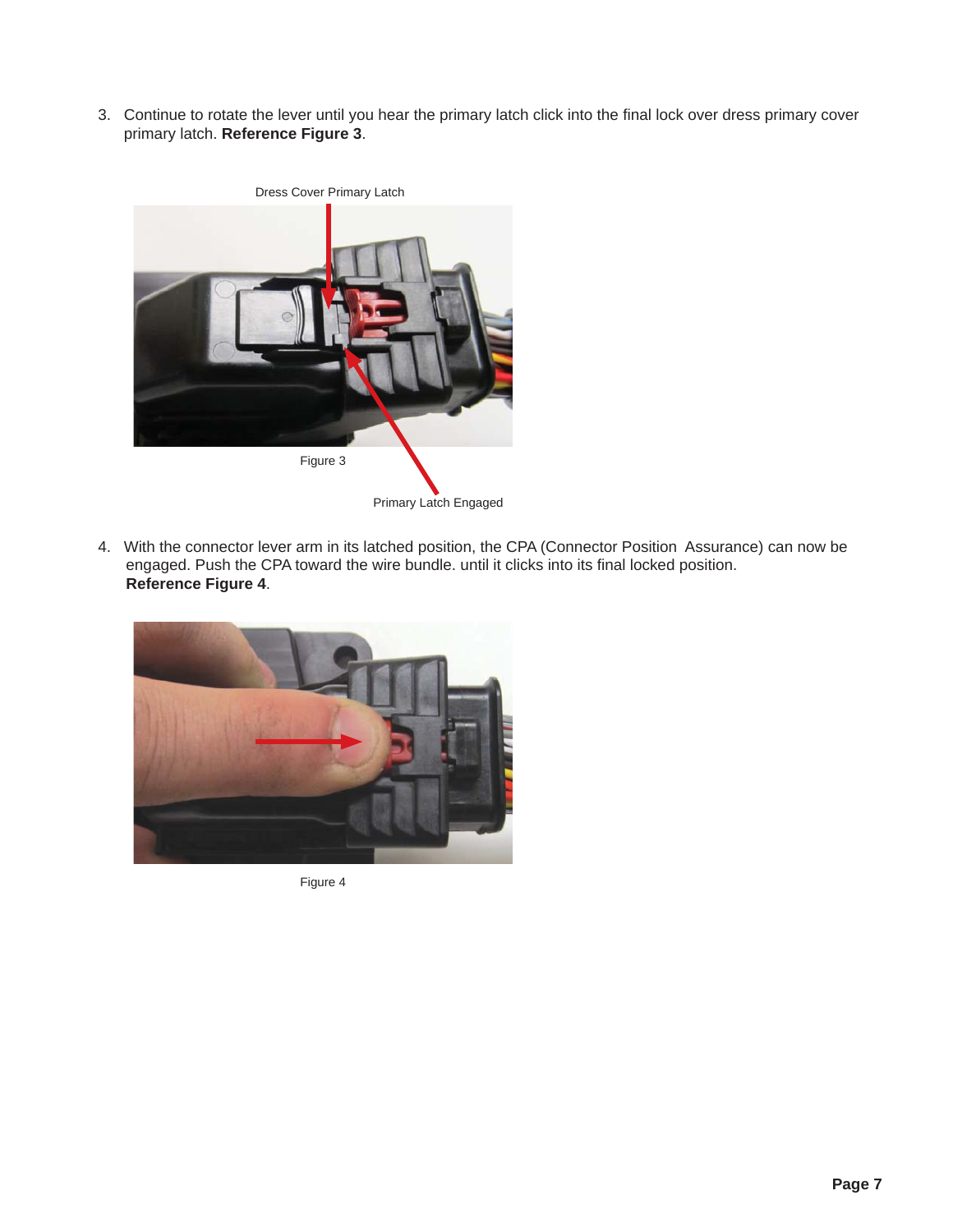3. Continue to rotate the lever until you hear the primary latch click into the final lock over dress primary cover primary latch. **Reference Figure 3**.

Dress Cover Primary Latch

Figure 3

Primary Latch Engaged

4. With the connector lever arm in its latched position, the CPA (Connector Position Assurance) can now be engaged. Push the CPA toward the wire bundle. until it clicks into its final locked position. **Reference Figure 4**.

Figure 4